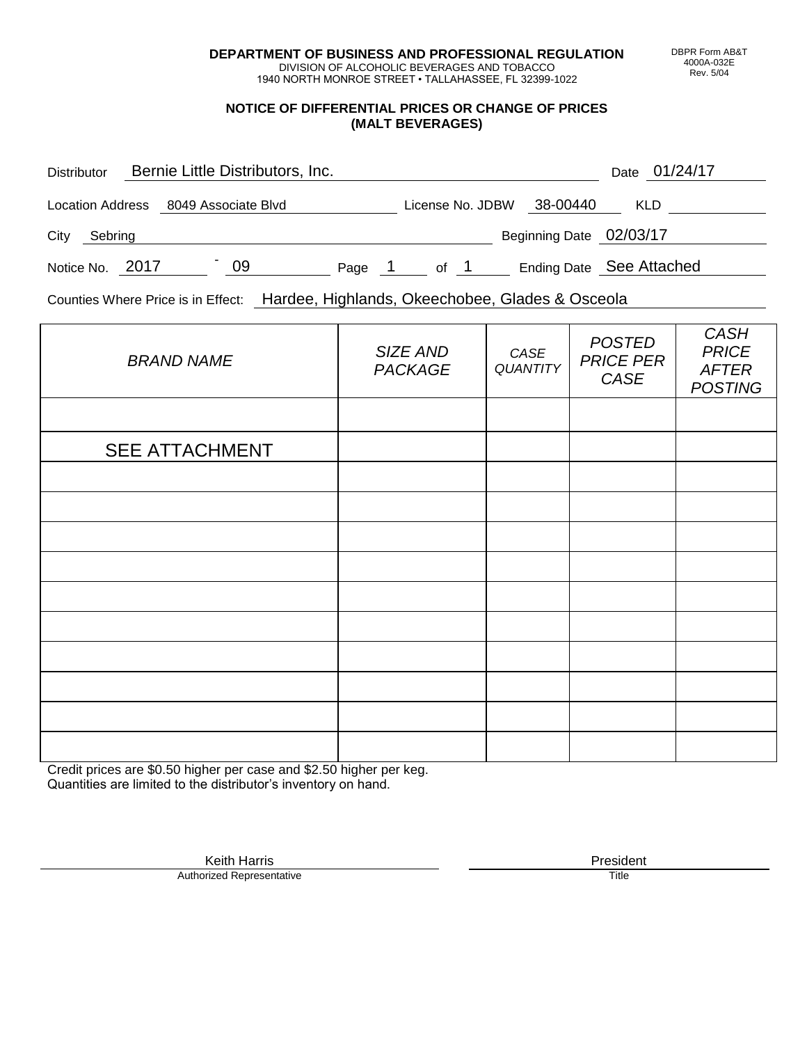**DEPARTMENT OF BUSINESS AND PROFESSIONAL REGULATION**
DIVISION OF ALCOHOLIC BEVERAGES AND TOBACCO
1940 NORTH MONROE STREET • TALLAHASSEE, FL 32399-1022

DBPR Form AB&T
4000A-032E
Rev. 5/04

## NOTICE OF DIFFERENTIAL PRICES OR CHANGE OF PRICES (MALT BEVERAGES)

Distributor: Bernie Little Distributors, Inc. Date: 01/24/17

Location Address: 8049 Associate Blvd License No. JDBW 38-00440 KLD

City: Sebring Beginning Date: 02/03/17

Notice No. 2017 - 09 Page 1 of 1 Ending Date: See Attached

Counties Where Price is in Effect: Hardee, Highlands, Okeechobee, Glades & Osceola

| *BRAND NAME* | *SIZE AND PACKAGE* | *CASE QUANTITY* | *POSTED PRICE PER CASE* | *CASH PRICE AFTER POSTING* |
|---|---|---|---|---|
| | | | | |
| SEE ATTACHMENT | | | | |
| | | | | |
| | | | | |
| | | | | |
| | | | | |
| | | | | |
| | | | | |
| | | | | |
| | | | | |
| | | | | |
| | | | | |

Credit prices are $0.50 higher per case and $2.50 higher per keg.
Quantities are limited to the distributor's inventory on hand.

Keith Harris
Authorized Representative

President
Title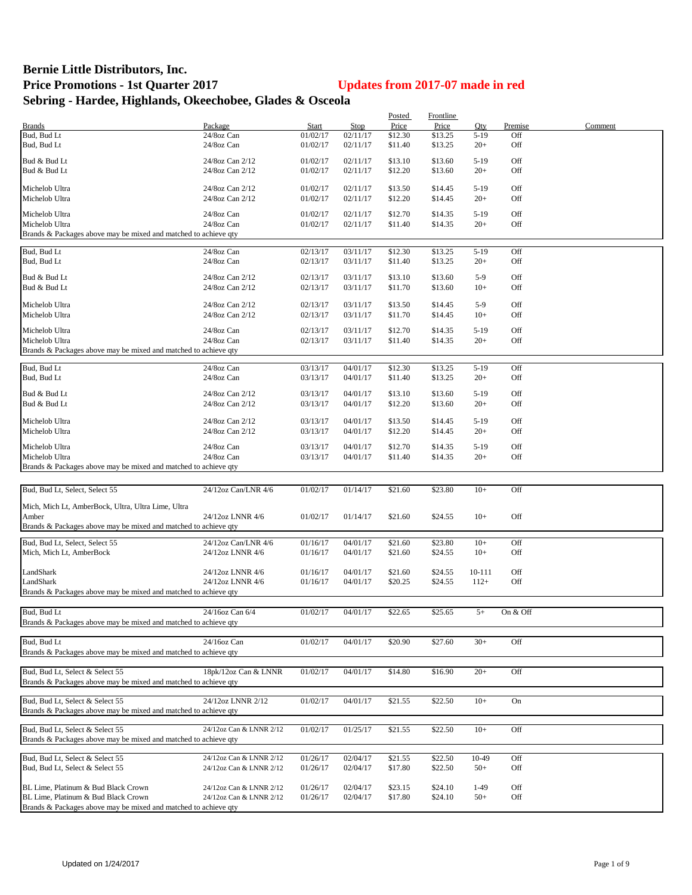# Bernie Little Distributors, Inc.
## Price Promotions - 1st Quarter 2017

**Updates from 2017-07 made in red**

## Sebring - Hardee, Highlands, Okeechobee, Glades & Osceola

| Brands | Package | Start | Stop | Posted Price | Frontline Price | Qty | Premise | Comment |
|---|---|---|---|---|---|---|---|---|
| Bud, Bud Lt | 24/8oz Can | 01/02/17 | 02/11/17 | $12.30 | $13.25 | 5-19 | Off | |
| Bud, Bud Lt | 24/8oz Can | 01/02/17 | 02/11/17 | $11.40 | $13.25 | 20+ | Off | |
| Bud & Bud Lt | 24/8oz Can 2/12 | 01/02/17 | 02/11/17 | $13.10 | $13.60 | 5-19 | Off | |
| Bud & Bud Lt | 24/8oz Can 2/12 | 01/02/17 | 02/11/17 | $12.20 | $13.60 | 20+ | Off | |
| Michelob Ultra | 24/8oz Can 2/12 | 01/02/17 | 02/11/17 | $13.50 | $14.45 | 5-19 | Off | |
| Michelob Ultra | 24/8oz Can 2/12 | 01/02/17 | 02/11/17 | $12.20 | $14.45 | 20+ | Off | |
| Michelob Ultra | 24/8oz Can | 01/02/17 | 02/11/17 | $12.70 | $14.35 | 5-19 | Off | |
| Michelob Ultra | 24/8oz Can | 01/02/17 | 02/11/17 | $11.40 | $14.35 | 20+ | Off | |
| Brands & Packages above may be mixed and matched to achieve qty | | | | | | | | |
| Bud, Bud Lt | 24/8oz Can | 02/13/17 | 03/11/17 | $12.30 | $13.25 | 5-19 | Off | |
| Bud, Bud Lt | 24/8oz Can | 02/13/17 | 03/11/17 | $11.40 | $13.25 | 20+ | Off | |
| Bud & Bud Lt | 24/8oz Can 2/12 | 02/13/17 | 03/11/17 | $13.10 | $13.60 | 5-9 | Off | |
| Bud & Bud Lt | 24/8oz Can 2/12 | 02/13/17 | 03/11/17 | $11.70 | $13.60 | 10+ | Off | |
| Michelob Ultra | 24/8oz Can 2/12 | 02/13/17 | 03/11/17 | $13.50 | $14.45 | 5-9 | Off | |
| Michelob Ultra | 24/8oz Can 2/12 | 02/13/17 | 03/11/17 | $11.70 | $14.45 | 10+ | Off | |
| Michelob Ultra | 24/8oz Can | 02/13/17 | 03/11/17 | $12.70 | $14.35 | 5-19 | Off | |
| Michelob Ultra | 24/8oz Can | 02/13/17 | 03/11/17 | $11.40 | $14.35 | 20+ | Off | |
| Brands & Packages above may be mixed and matched to achieve qty | | | | | | | | |
| Bud, Bud Lt | 24/8oz Can | 03/13/17 | 04/01/17 | $12.30 | $13.25 | 5-19 | Off | |
| Bud, Bud Lt | 24/8oz Can | 03/13/17 | 04/01/17 | $11.40 | $13.25 | 20+ | Off | |
| Bud & Bud Lt | 24/8oz Can 2/12 | 03/13/17 | 04/01/17 | $13.10 | $13.60 | 5-19 | Off | |
| Bud & Bud Lt | 24/8oz Can 2/12 | 03/13/17 | 04/01/17 | $12.20 | $13.60 | 20+ | Off | |
| Michelob Ultra | 24/8oz Can 2/12 | 03/13/17 | 04/01/17 | $13.50 | $14.45 | 5-19 | Off | |
| Michelob Ultra | 24/8oz Can 2/12 | 03/13/17 | 04/01/17 | $12.20 | $14.45 | 20+ | Off | |
| Michelob Ultra | 24/8oz Can | 03/13/17 | 04/01/17 | $12.70 | $14.35 | 5-19 | Off | |
| Michelob Ultra | 24/8oz Can | 03/13/17 | 04/01/17 | $11.40 | $14.35 | 20+ | Off | |
| Brands & Packages above may be mixed and matched to achieve qty | | | | | | | | |
| Bud, Bud Lt, Select, Select 55 | 24/12oz Can/LNR 4/6 | 01/02/17 | 01/14/17 | $21.60 | $23.80 | 10+ | Off | |
| Mich, Mich Lt, AmberBock, Ultra, Ultra Lime, Ultra Amber | 24/12oz LNNR 4/6 | 01/02/17 | 01/14/17 | $21.60 | $24.55 | 10+ | Off | |
| Brands & Packages above may be mixed and matched to achieve qty | | | | | | | | |
| Bud, Bud Lt, Select, Select 55 | 24/12oz Can/LNR 4/6 | 01/16/17 | 04/01/17 | $21.60 | $23.80 | 10+ | Off | |
| Mich, Mich Lt, AmberBock | 24/12oz LNNR 4/6 | 01/16/17 | 04/01/17 | $21.60 | $24.55 | 10+ | Off | |
| LandShark | 24/12oz LNNR 4/6 | 01/16/17 | 04/01/17 | $21.60 | $24.55 | 10-111 | Off | |
| LandShark | 24/12oz LNNR 4/6 | 01/16/17 | 04/01/17 | $20.25 | $24.55 | 112+ | Off | |
| Brands & Packages above may be mixed and matched to achieve qty | | | | | | | | |
| Bud, Bud Lt | 24/16oz Can 6/4 | 01/02/17 | 04/01/17 | $22.65 | $25.65 | 5+ | On & Off | |
| Brands & Packages above may be mixed and matched to achieve qty | | | | | | | | |
| Bud, Bud Lt | 24/16oz Can | 01/02/17 | 04/01/17 | $20.90 | $27.60 | 30+ | Off | |
| Brands & Packages above may be mixed and matched to achieve qty | | | | | | | | |
| Bud, Bud Lt, Select & Select 55 | 18pk/12oz Can & LNNR | 01/02/17 | 04/01/17 | $14.80 | $16.90 | 20+ | Off | |
| Brands & Packages above may be mixed and matched to achieve qty | | | | | | | | |
| Bud, Bud Lt, Select & Select 55 | 24/12oz LNNR 2/12 | 01/02/17 | 04/01/17 | $21.55 | $22.50 | 10+ | On | |
| Brands & Packages above may be mixed and matched to achieve qty | | | | | | | | |
| Bud, Bud Lt, Select & Select 55 | 24/12oz Can & LNNR 2/12 | 01/02/17 | 01/25/17 | $21.55 | $22.50 | 10+ | Off | |
| Brands & Packages above may be mixed and matched to achieve qty | | | | | | | | |
| Bud, Bud Lt, Select & Select 55 | 24/12oz Can & LNNR 2/12 | 01/26/17 | 02/04/17 | $21.55 | $22.50 | 10-49 | Off | |
| Bud, Bud Lt, Select & Select 55 | 24/12oz Can & LNNR 2/12 | 01/26/17 | 02/04/17 | $17.80 | $22.50 | 50+ | Off | |
| BL Lime, Platinum & Bud Black Crown | 24/12oz Can & LNNR 2/12 | 01/26/17 | 02/04/17 | $23.15 | $24.10 | 1-49 | Off | |
| BL Lime, Platinum & Bud Black Crown | 24/12oz Can & LNNR 2/12 | 01/26/17 | 02/04/17 | $17.80 | $24.10 | 50+ | Off | |
| Brands & Packages above may be mixed and matched to achieve qty | | | | | | | | |

Updated on 1/24/2017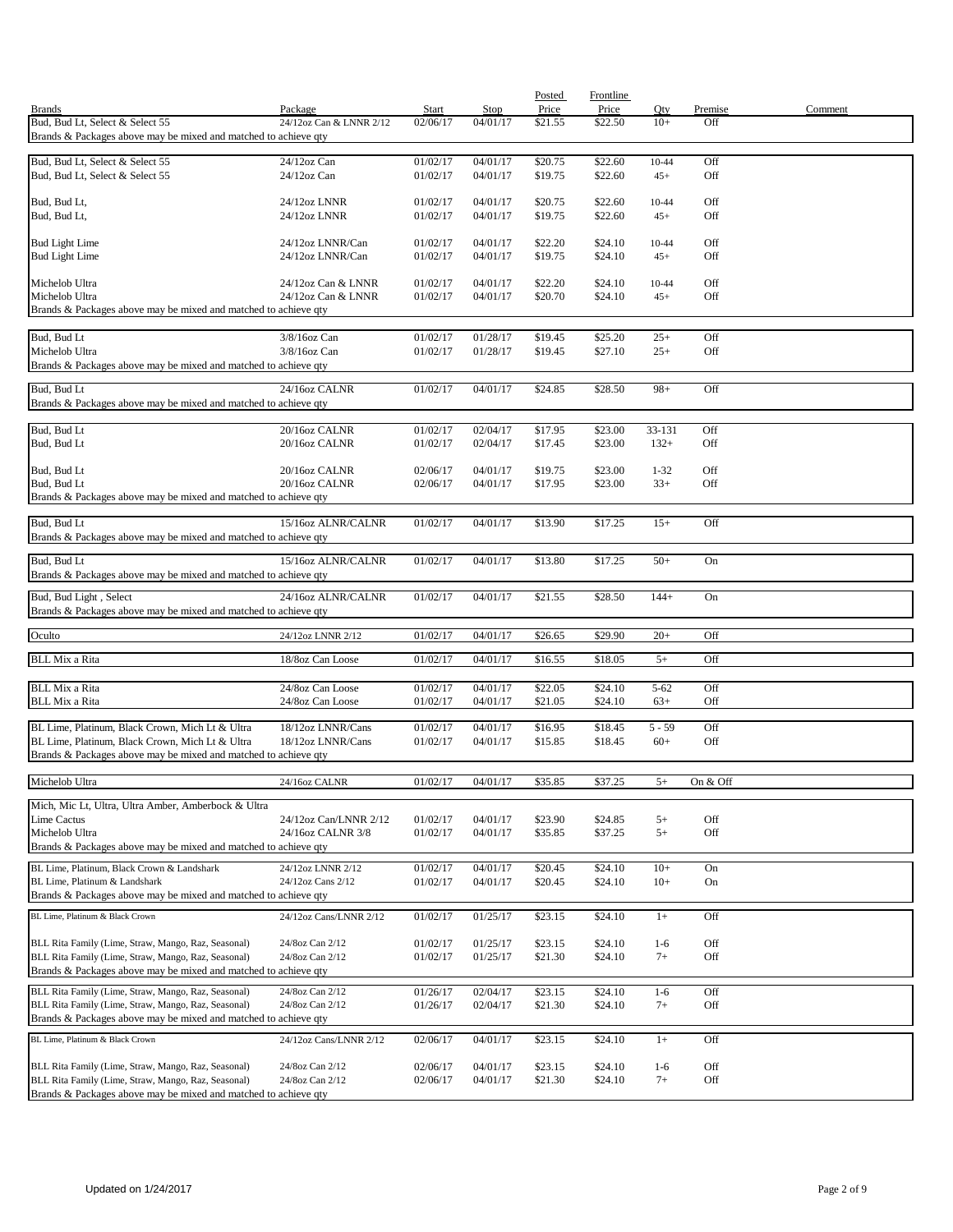| Brands | Package | Start | Stop | Posted Price | Frontline Price | Qty | Premise | Comment |
|---|---|---|---|---|---|---|---|---|
| Bud, Bud Lt, Select & Select 55 | 24/12oz Can & LNNR 2/12 | 02/06/17 | 04/01/17 | $21.55 | $22.50 | 10+ | Off | |
| Brands & Packages above may be mixed and matched to achieve qty | | | | | | | | |
| Bud, Bud Lt, Select & Select 55 | 24/12oz Can | 01/02/17 | 04/01/17 | $20.75 | $22.60 | 10-44 | Off | |
| Bud, Bud Lt, Select & Select 55 | 24/12oz Can | 01/02/17 | 04/01/17 | $19.75 | $22.60 | 45+ | Off | |
| Bud, Bud Lt, | 24/12oz LNNR | 01/02/17 | 04/01/17 | $20.75 | $22.60 | 10-44 | Off | |
| Bud, Bud Lt, | 24/12oz LNNR | 01/02/17 | 04/01/17 | $19.75 | $22.60 | 45+ | Off | |
| Bud Light Lime | 24/12oz LNNR/Can | 01/02/17 | 04/01/17 | $22.20 | $24.10 | 10-44 | Off | |
| Bud Light Lime | 24/12oz LNNR/Can | 01/02/17 | 04/01/17 | $19.75 | $24.10 | 45+ | Off | |
| Michelob Ultra | 24/12oz Can & LNNR | 01/02/17 | 04/01/17 | $22.20 | $24.10 | 10-44 | Off | |
| Michelob Ultra | 24/12oz Can & LNNR | 01/02/17 | 04/01/17 | $20.70 | $24.10 | 45+ | Off | |
| Brands & Packages above may be mixed and matched to achieve qty | | | | | | | | |
| Bud, Bud Lt | 3/8/16oz Can | 01/02/17 | 01/28/17 | $19.45 | $25.20 | 25+ | Off | |
| Michelob Ultra | 3/8/16oz Can | 01/02/17 | 01/28/17 | $19.45 | $27.10 | 25+ | Off | |
| Brands & Packages above may be mixed and matched to achieve qty | | | | | | | | |
| Bud, Bud Lt | 24/16oz CALNR | 01/02/17 | 04/01/17 | $24.85 | $28.50 | 98+ | Off | |
| Brands & Packages above may be mixed and matched to achieve qty | | | | | | | | |
| Bud, Bud Lt | 20/16oz CALNR | 01/02/17 | 02/04/17 | $17.95 | $23.00 | 33-131 | Off | |
| Bud, Bud Lt | 20/16oz CALNR | 01/02/17 | 02/04/17 | $17.45 | $23.00 | 132+ | Off | |
| Bud, Bud Lt | 20/16oz CALNR | 02/06/17 | 04/01/17 | $19.75 | $23.00 | 1-32 | Off | |
| Bud, Bud Lt | 20/16oz CALNR | 02/06/17 | 04/01/17 | $17.95 | $23.00 | 33+ | Off | |
| Brands & Packages above may be mixed and matched to achieve qty | | | | | | | | |
| Bud, Bud Lt | 15/16oz ALNR/CALNR | 01/02/17 | 04/01/17 | $13.90 | $17.25 | 15+ | Off | |
| Brands & Packages above may be mixed and matched to achieve qty | | | | | | | | |
| Bud, Bud Lt | 15/16oz ALNR/CALNR | 01/02/17 | 04/01/17 | $13.80 | $17.25 | 50+ | On | |
| Brands & Packages above may be mixed and matched to achieve qty | | | | | | | | |
| Bud, Bud Light , Select | 24/16oz ALNR/CALNR | 01/02/17 | 04/01/17 | $21.55 | $28.50 | 144+ | On | |
| Brands & Packages above may be mixed and matched to achieve qty | | | | | | | | |
| Oculto | 24/12oz LNNR 2/12 | 01/02/17 | 04/01/17 | $26.65 | $29.90 | 20+ | Off | |
| BLL Mix a Rita | 18/8oz Can Loose | 01/02/17 | 04/01/17 | $16.55 | $18.05 | 5+ | Off | |
| BLL Mix a Rita | 24/8oz Can Loose | 01/02/17 | 04/01/17 | $22.05 | $24.10 | 5-62 | Off | |
| BLL Mix a Rita | 24/8oz Can Loose | 01/02/17 | 04/01/17 | $21.05 | $24.10 | 63+ | Off | |
| BL Lime, Platinum, Black Crown, Mich Lt & Ultra | 18/12oz LNNR/Cans | 01/02/17 | 04/01/17 | $16.95 | $18.45 | 5 - 59 | Off | |
| BL Lime, Platinum, Black Crown, Mich Lt & Ultra | 18/12oz LNNR/Cans | 01/02/17 | 04/01/17 | $15.85 | $18.45 | 60+ | Off | |
| Brands & Packages above may be mixed and matched to achieve qty | | | | | | | | |
| Michelob Ultra | 24/16oz CALNR | 01/02/17 | 04/01/17 | $35.85 | $37.25 | 5+ | On & Off | |
| Mich, Mic Lt, Ultra, Ultra Amber, Amberbock & Ultra Lime Cactus | 24/12oz Can/LNNR 2/12 | 01/02/17 | 04/01/17 | $23.90 | $24.85 | 5+ | Off | |
| Michelob Ultra | 24/16oz CALNR 3/8 | 01/02/17 | 04/01/17 | $35.85 | $37.25 | 5+ | Off | |
| Brands & Packages above may be mixed and matched to achieve qty | | | | | | | | |
| BL Lime, Platinum, Black Crown & Landshark | 24/12oz LNNR 2/12 | 01/02/17 | 04/01/17 | $20.45 | $24.10 | 10+ | On | |
| BL Lime, Platinum & Landshark | 24/12oz Cans 2/12 | 01/02/17 | 04/01/17 | $20.45 | $24.10 | 10+ | On | |
| Brands & Packages above may be mixed and matched to achieve qty | | | | | | | | |
| BL Lime, Platinum & Black Crown | 24/12oz Cans/LNNR 2/12 | 01/02/17 | 01/25/17 | $23.15 | $24.10 | 1+ | Off | |
| BLL Rita Family (Lime, Straw, Mango, Raz, Seasonal) | 24/8oz Can 2/12 | 01/02/17 | 01/25/17 | $23.15 | $24.10 | 1-6 | Off | |
| BLL Rita Family (Lime, Straw, Mango, Raz, Seasonal) | 24/8oz Can 2/12 | 01/02/17 | 01/25/17 | $21.30 | $24.10 | 7+ | Off | |
| Brands & Packages above may be mixed and matched to achieve qty | | | | | | | | |
| BLL Rita Family (Lime, Straw, Mango, Raz, Seasonal) | 24/8oz Can 2/12 | 01/26/17 | 02/04/17 | $23.15 | $24.10 | 1-6 | Off | |
| BLL Rita Family (Lime, Straw, Mango, Raz, Seasonal) | 24/8oz Can 2/12 | 01/26/17 | 02/04/17 | $21.30 | $24.10 | 7+ | Off | |
| Brands & Packages above may be mixed and matched to achieve qty | | | | | | | | |
| BL Lime, Platinum & Black Crown | 24/12oz Cans/LNNR 2/12 | 02/06/17 | 04/01/17 | $23.15 | $24.10 | 1+ | Off | |
| BLL Rita Family (Lime, Straw, Mango, Raz, Seasonal) | 24/8oz Can 2/12 | 02/06/17 | 04/01/17 | $23.15 | $24.10 | 1-6 | Off | |
| BLL Rita Family (Lime, Straw, Mango, Raz, Seasonal) | 24/8oz Can 2/12 | 02/06/17 | 04/01/17 | $21.30 | $24.10 | 7+ | Off | |
| Brands & Packages above may be mixed and matched to achieve qty | | | | | | | | |

Updated on 1/24/2017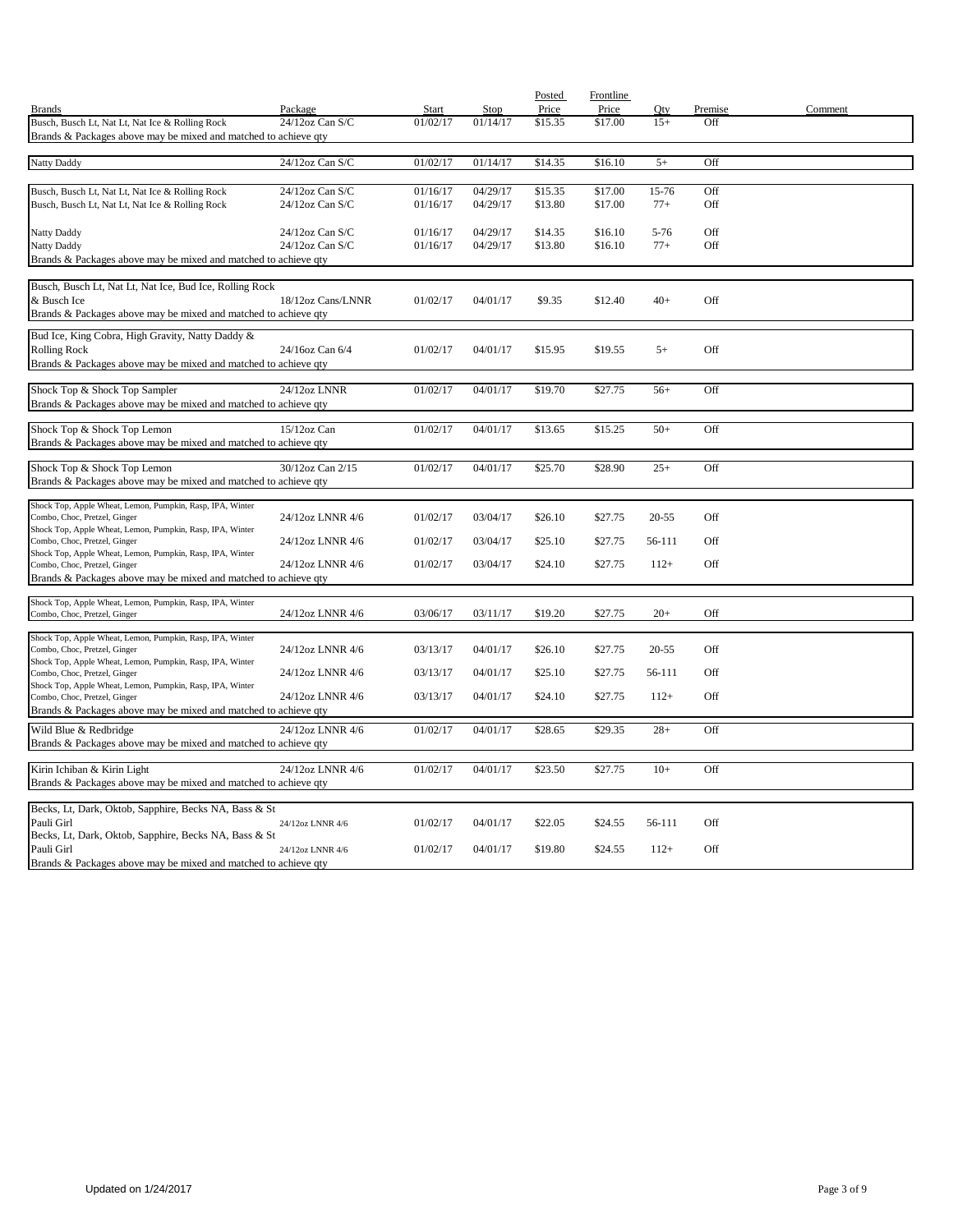| Brands | Package | Start | Stop | Posted Price | Frontline Price | Qty | Premise | Comment |
|---|---|---|---|---|---|---|---|---|
| Busch, Busch Lt, Nat Lt, Nat Ice & Rolling Rock | 24/12oz Can S/C | 01/02/17 | 01/14/17 | $15.35 | $17.00 | 15+ | Off | |
| Brands & Packages above may be mixed and matched to achieve qty | | | | | | | | |
| Natty Daddy | 24/12oz Can S/C | 01/02/17 | 01/14/17 | $14.35 | $16.10 | 5+ | Off | |
| Busch, Busch Lt, Nat Lt, Nat Ice & Rolling Rock | 24/12oz Can S/C | 01/16/17 | 04/29/17 | $15.35 | $17.00 | 15-76 | Off | |
| Busch, Busch Lt, Nat Lt, Nat Ice & Rolling Rock | 24/12oz Can S/C | 01/16/17 | 04/29/17 | $13.80 | $17.00 | 77+ | Off | |
| Natty Daddy | 24/12oz Can S/C | 01/16/17 | 04/29/17 | $14.35 | $16.10 | 5-76 | Off | |
| Natty Daddy | 24/12oz Can S/C | 01/16/17 | 04/29/17 | $13.80 | $16.10 | 77+ | Off | |
| Brands & Packages above may be mixed and matched to achieve qty | | | | | | | | |
| Busch, Busch Lt, Nat Lt, Nat Ice, Bud Ice, Rolling Rock & Busch Ice | 18/12oz Cans/LNNR | 01/02/17 | 04/01/17 | $9.35 | $12.40 | 40+ | Off | |
| Brands & Packages above may be mixed and matched to achieve qty | | | | | | | | |
| Bud Ice, King Cobra, High Gravity, Natty Daddy & Rolling Rock | 24/16oz Can 6/4 | 01/02/17 | 04/01/17 | $15.95 | $19.55 | 5+ | Off | |
| Brands & Packages above may be mixed and matched to achieve qty | | | | | | | | |
| Shock Top & Shock Top Sampler | 24/12oz LNNR | 01/02/17 | 04/01/17 | $19.70 | $27.75 | 56+ | Off | |
| Brands & Packages above may be mixed and matched to achieve qty | | | | | | | | |
| Shock Top & Shock Top Lemon | 15/12oz Can | 01/02/17 | 04/01/17 | $13.65 | $15.25 | 50+ | Off | |
| Brands & Packages above may be mixed and matched to achieve qty | | | | | | | | |
| Shock Top & Shock Top Lemon | 30/12oz Can 2/15 | 01/02/17 | 04/01/17 | $25.70 | $28.90 | 25+ | Off | |
| Brands & Packages above may be mixed and matched to achieve qty | | | | | | | | |
| Shock Top, Apple Wheat, Lemon, Pumpkin, Rasp, IPA, Winter Combo, Choc, Pretzel, Ginger | 24/12oz LNNR 4/6 | 01/02/17 | 03/04/17 | $26.10 | $27.75 | 20-55 | Off | |
| Shock Top, Apple Wheat, Lemon, Pumpkin, Rasp, IPA, Winter Combo, Choc, Pretzel, Ginger | 24/12oz LNNR 4/6 | 01/02/17 | 03/04/17 | $25.10 | $27.75 | 56-111 | Off | |
| Shock Top, Apple Wheat, Lemon, Pumpkin, Rasp, IPA, Winter Combo, Choc, Pretzel, Ginger | 24/12oz LNNR 4/6 | 01/02/17 | 03/04/17 | $24.10 | $27.75 | 112+ | Off | |
| Brands & Packages above may be mixed and matched to achieve qty | | | | | | | | |
| Shock Top, Apple Wheat, Lemon, Pumpkin, Rasp, IPA, Winter Combo, Choc, Pretzel, Ginger | 24/12oz LNNR 4/6 | 03/06/17 | 03/11/17 | $19.20 | $27.75 | 20+ | Off | |
| Shock Top, Apple Wheat, Lemon, Pumpkin, Rasp, IPA, Winter Combo, Choc, Pretzel, Ginger | 24/12oz LNNR 4/6 | 03/13/17 | 04/01/17 | $26.10 | $27.75 | 20-55 | Off | |
| Shock Top, Apple Wheat, Lemon, Pumpkin, Rasp, IPA, Winter Combo, Choc, Pretzel, Ginger | 24/12oz LNNR 4/6 | 03/13/17 | 04/01/17 | $25.10 | $27.75 | 56-111 | Off | |
| Shock Top, Apple Wheat, Lemon, Pumpkin, Rasp, IPA, Winter Combo, Choc, Pretzel, Ginger | 24/12oz LNNR 4/6 | 03/13/17 | 04/01/17 | $24.10 | $27.75 | 112+ | Off | |
| Brands & Packages above may be mixed and matched to achieve qty | | | | | | | | |
| Wild Blue & Redbridge | 24/12oz LNNR 4/6 | 01/02/17 | 04/01/17 | $28.65 | $29.35 | 28+ | Off | |
| Brands & Packages above may be mixed and matched to achieve qty | | | | | | | | |
| Kirin Ichiban & Kirin Light | 24/12oz LNNR 4/6 | 01/02/17 | 04/01/17 | $23.50 | $27.75 | 10+ | Off | |
| Brands & Packages above may be mixed and matched to achieve qty | | | | | | | | |
| Becks, Lt, Dark, Oktob, Sapphire, Becks NA, Bass & St Pauli Girl | 24/12oz LNNR 4/6 | 01/02/17 | 04/01/17 | $22.05 | $24.55 | 56-111 | Off | |
| Becks, Lt, Dark, Oktob, Sapphire, Becks NA, Bass & St Pauli Girl | 24/12oz LNNR 4/6 | 01/02/17 | 04/01/17 | $19.80 | $24.55 | 112+ | Off | |
| Brands & Packages above may be mixed and matched to achieve qty | | | | | | | | |

Updated on 1/24/2017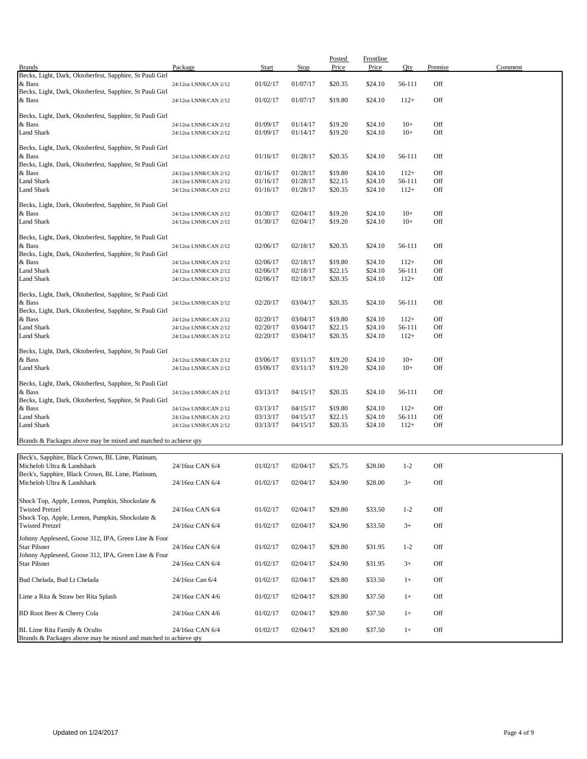| Brands | Package | Start | Stop | Posted Price | Frontline Price | Qty | Premise | Comment |
|---|---|---|---|---|---|---|---|---|
| Becks, Light, Dark, Oktoberfest, Sapphire, St Pauli Girl & Bass | 24/12oz LNNR/CAN 2/12 | 01/02/17 | 01/07/17 | $20.35 | $24.10 | 56-111 | Off | |
| Becks, Light, Dark, Oktoberfest, Sapphire, St Pauli Girl & Bass | 24/12oz LNNR/CAN 2/12 | 01/02/17 | 01/07/17 | $19.80 | $24.10 | 112+ | Off | |
| Becks, Light, Dark, Oktoberfest, Sapphire, St Pauli Girl & Bass | 24/12oz LNNR/CAN 2/12 | 01/09/17 | 01/14/17 | $19.20 | $24.10 | 10+ | Off | |
| Land Shark | 24/12oz LNNR/CAN 2/12 | 01/09/17 | 01/14/17 | $19.20 | $24.10 | 10+ | Off | |
| Becks, Light, Dark, Oktoberfest, Sapphire, St Pauli Girl & Bass | 24/12oz LNNR/CAN 2/12 | 01/16/17 | 01/28/17 | $20.35 | $24.10 | 56-111 | Off | |
| Becks, Light, Dark, Oktoberfest, Sapphire, St Pauli Girl & Bass | 24/12oz LNNR/CAN 2/12 | 01/16/17 | 01/28/17 | $19.80 | $24.10 | 112+ | Off | |
| Land Shark | 24/12oz LNNR/CAN 2/12 | 01/16/17 | 01/28/17 | $22.15 | $24.10 | 56-111 | Off | |
| Land Shark | 24/12oz LNNR/CAN 2/12 | 01/16/17 | 01/28/17 | $20.35 | $24.10 | 112+ | Off | |
| Becks, Light, Dark, Oktoberfest, Sapphire, St Pauli Girl & Bass | 24/12oz LNNR/CAN 2/12 | 01/30/17 | 02/04/17 | $19.20 | $24.10 | 10+ | Off | |
| Land Shark | 24/12oz LNNR/CAN 2/12 | 01/30/17 | 02/04/17 | $19.20 | $24.10 | 10+ | Off | |
| Becks, Light, Dark, Oktoberfest, Sapphire, St Pauli Girl & Bass | 24/12oz LNNR/CAN 2/12 | 02/06/17 | 02/18/17 | $20.35 | $24.10 | 56-111 | Off | |
| Becks, Light, Dark, Oktoberfest, Sapphire, St Pauli Girl & Bass | 24/12oz LNNR/CAN 2/12 | 02/06/17 | 02/18/17 | $19.80 | $24.10 | 112+ | Off | |
| Land Shark | 24/12oz LNNR/CAN 2/12 | 02/06/17 | 02/18/17 | $22.15 | $24.10 | 56-111 | Off | |
| Land Shark | 24/12oz LNNR/CAN 2/12 | 02/06/17 | 02/18/17 | $20.35 | $24.10 | 112+ | Off | |
| Becks, Light, Dark, Oktoberfest, Sapphire, St Pauli Girl & Bass | 24/12oz LNNR/CAN 2/12 | 02/20/17 | 03/04/17 | $20.35 | $24.10 | 56-111 | Off | |
| Becks, Light, Dark, Oktoberfest, Sapphire, St Pauli Girl & Bass | 24/12oz LNNR/CAN 2/12 | 02/20/17 | 03/04/17 | $19.80 | $24.10 | 112+ | Off | |
| Land Shark | 24/12oz LNNR/CAN 2/12 | 02/20/17 | 03/04/17 | $22.15 | $24.10 | 56-111 | Off | |
| Land Shark | 24/12oz LNNR/CAN 2/12 | 02/20/17 | 03/04/17 | $20.35 | $24.10 | 112+ | Off | |
| Becks, Light, Dark, Oktoberfest, Sapphire, St Pauli Girl & Bass | 24/12oz LNNR/CAN 2/12 | 03/06/17 | 03/11/17 | $19.20 | $24.10 | 10+ | Off | |
| Land Shark | 24/12oz LNNR/CAN 2/12 | 03/06/17 | 03/11/17 | $19.20 | $24.10 | 10+ | Off | |
| Becks, Light, Dark, Oktoberfest, Sapphire, St Pauli Girl & Bass | 24/12oz LNNR/CAN 2/12 | 03/13/17 | 04/15/17 | $20.35 | $24.10 | 56-111 | Off | |
| Becks, Light, Dark, Oktoberfest, Sapphire, St Pauli Girl & Bass | 24/12oz LNNR/CAN 2/12 | 03/13/17 | 04/15/17 | $19.80 | $24.10 | 112+ | Off | |
| Land Shark | 24/12oz LNNR/CAN 2/12 | 03/13/17 | 04/15/17 | $22.15 | $24.10 | 56-111 | Off | |
| Land Shark | 24/12oz LNNR/CAN 2/12 | 03/13/17 | 04/15/17 | $20.35 | $24.10 | 112+ | Off | |
| Brands & Packages above may be mixed and matched to achieve qty | | | | | | | | |

| Brands | Package | Start | Stop | Posted Price | Frontline Price | Qty | Premise | Comment |
|---|---|---|---|---|---|---|---|---|
| Beck's, Sapphire, Black Crown, BL Lime, Platinum, Michelob Ultra & Landshark | 24/16oz CAN 6/4 | 01/02/17 | 02/04/17 | $25.75 | $28.00 | 1-2 | Off | |
| Beck's, Sapphire, Black Crown, BL Lime, Platinum, Michelob Ultra & Landshark | 24/16oz CAN 6/4 | 01/02/17 | 02/04/17 | $24.90 | $28.00 | 3+ | Off | |
| Shock Top, Apple, Lemon, Pumpkin, Shockolate & Twisted Pretzel | 24/16oz CAN 6/4 | 01/02/17 | 02/04/17 | $29.80 | $33.50 | 1-2 | Off | |
| Shock Top, Apple, Lemon, Pumpkin, Shockolate & Twisted Pretzel | 24/16oz CAN 6/4 | 01/02/17 | 02/04/17 | $24.90 | $33.50 | 3+ | Off | |
| Johnny Appleseed, Goose 312, IPA, Green Line & Four Star Pilsner | 24/16oz CAN 6/4 | 01/02/17 | 02/04/17 | $29.80 | $31.95 | 1-2 | Off | |
| Johnny Appleseed, Goose 312, IPA, Green Line & Four Star Pilsner | 24/16oz CAN 6/4 | 01/02/17 | 02/04/17 | $24.90 | $31.95 | 3+ | Off | |
| Bud Chelada, Bud Lt Chelada | 24/16oz Can 6/4 | 01/02/17 | 02/04/17 | $29.80 | $33.50 | 1+ | Off | |
| Lime a Rita & Straw ber Rita Splash | 24/16oz CAN 4/6 | 01/02/17 | 02/04/17 | $29.80 | $37.50 | 1+ | Off | |
| BD Root Beer & Cherry Cola | 24/16oz CAN 4/6 | 01/02/17 | 02/04/17 | $29.80 | $37.50 | 1+ | Off | |
| BL Lime Rita Family & Oculto | 24/16oz CAN 6/4 | 01/02/17 | 02/04/17 | $29.80 | $37.50 | 1+ | Off | |
| Brands & Packages above may be mixed and matched to achieve qty | | | | | | | | |

Updated on 1/24/2017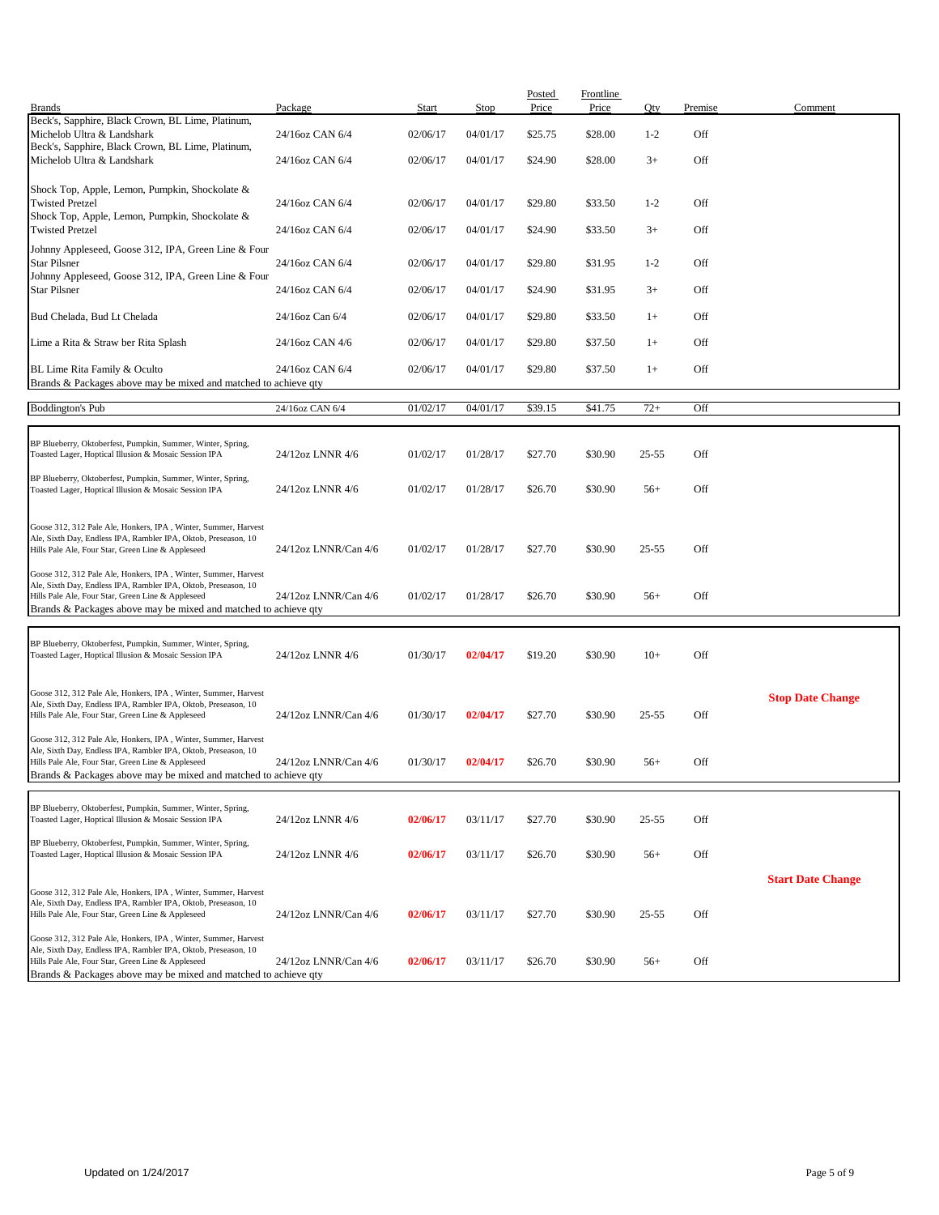| Brands | Package | Start | Stop | Posted Price | Frontline Price | Qty | Premise | Comment |
|---|---|---|---|---|---|---|---|---|
| Beck's, Sapphire, Black Crown, BL Lime, Platinum, Michelob Ultra & Landshark | 24/16oz CAN 6/4 | 02/06/17 | 04/01/17 | $25.75 | $28.00 | 1-2 | Off | |
| Beck's, Sapphire, Black Crown, BL Lime, Platinum, Michelob Ultra & Landshark | 24/16oz CAN 6/4 | 02/06/17 | 04/01/17 | $24.90 | $28.00 | 3+ | Off | |
| Shock Top, Apple, Lemon, Pumpkin, Shockolate & Twisted Pretzel | 24/16oz CAN 6/4 | 02/06/17 | 04/01/17 | $29.80 | $33.50 | 1-2 | Off | |
| Shock Top, Apple, Lemon, Pumpkin, Shockolate & Twisted Pretzel | 24/16oz CAN 6/4 | 02/06/17 | 04/01/17 | $24.90 | $33.50 | 3+ | Off | |
| Johnny Appleseed, Goose 312, IPA, Green Line & Four Star Pilsner | 24/16oz CAN 6/4 | 02/06/17 | 04/01/17 | $29.80 | $31.95 | 1-2 | Off | |
| Johnny Appleseed, Goose 312, IPA, Green Line & Four Star Pilsner | 24/16oz CAN 6/4 | 02/06/17 | 04/01/17 | $24.90 | $31.95 | 3+ | Off | |
| Bud Chelada, Bud Lt Chelada | 24/16oz Can 6/4 | 02/06/17 | 04/01/17 | $29.80 | $33.50 | 1+ | Off | |
| Lime a Rita & Straw ber Rita Splash | 24/16oz CAN 4/6 | 02/06/17 | 04/01/17 | $29.80 | $37.50 | 1+ | Off | |
| BL Lime Rita Family & Oculto | 24/16oz CAN 6/4 | 02/06/17 | 04/01/17 | $29.80 | $37.50 | 1+ | Off | |
| Brands & Packages above may be mixed and matched to achieve qty | | | | | | | | |
| Boddington's Pub | 24/16oz CAN 6/4 | 01/02/17 | 04/01/17 | $39.15 | $41.75 | 72+ | Off | |
| BP Blueberry, Oktoberfest, Pumpkin, Summer, Winter, Spring, Toasted Lager, Hoptical Illusion & Mosaic Session IPA | 24/12oz LNNR 4/6 | 01/02/17 | 01/28/17 | $27.70 | $30.90 | 25-55 | Off | |
| BP Blueberry, Oktoberfest, Pumpkin, Summer, Winter, Spring, Toasted Lager, Hoptical Illusion & Mosaic Session IPA | 24/12oz LNNR 4/6 | 01/02/17 | 01/28/17 | $26.70 | $30.90 | 56+ | Off | |
| Goose 312, 312 Pale Ale, Honkers, IPA , Winter, Summer, Harvest Ale, Sixth Day, Endless IPA, Rambler IPA, Oktob, Preseason, 10 Hills Pale Ale, Four Star, Green Line & Appleseed | 24/12oz LNNR/Can 4/6 | 01/02/17 | 01/28/17 | $27.70 | $30.90 | 25-55 | Off | |
| Goose 312, 312 Pale Ale, Honkers, IPA , Winter, Summer, Harvest Ale, Sixth Day, Endless IPA, Rambler IPA, Oktob, Preseason, 10 Hills Pale Ale, Four Star, Green Line & Appleseed | 24/12oz LNNR/Can 4/6 | 01/02/17 | 01/28/17 | $26.70 | $30.90 | 56+ | Off | |
| Brands & Packages above may be mixed and matched to achieve qty | | | | | | | | |
| BP Blueberry, Oktoberfest, Pumpkin, Summer, Winter, Spring, Toasted Lager, Hoptical Illusion & Mosaic Session IPA | 24/12oz LNNR 4/6 | 01/30/17 | **02/04/17** | $19.20 | $30.90 | 10+ | Off | |
| Goose 312, 312 Pale Ale, Honkers, IPA , Winter, Summer, Harvest Ale, Sixth Day, Endless IPA, Rambler IPA, Oktob, Preseason, 10 Hills Pale Ale, Four Star, Green Line & Appleseed | 24/12oz LNNR/Can 4/6 | 01/30/17 | **02/04/17** | $27.70 | $30.90 | 25-55 | Off | **Stop Date Change** |
| Goose 312, 312 Pale Ale, Honkers, IPA , Winter, Summer, Harvest Ale, Sixth Day, Endless IPA, Rambler IPA, Oktob, Preseason, 10 Hills Pale Ale, Four Star, Green Line & Appleseed | 24/12oz LNNR/Can 4/6 | 01/30/17 | **02/04/17** | $26.70 | $30.90 | 56+ | Off | |
| Brands & Packages above may be mixed and matched to achieve qty | | | | | | | | |
| BP Blueberry, Oktoberfest, Pumpkin, Summer, Winter, Spring, Toasted Lager, Hoptical Illusion & Mosaic Session IPA | 24/12oz LNNR 4/6 | **02/06/17** | 03/11/17 | $27.70 | $30.90 | 25-55 | Off | |
| BP Blueberry, Oktoberfest, Pumpkin, Summer, Winter, Spring, Toasted Lager, Hoptical Illusion & Mosaic Session IPA | 24/12oz LNNR 4/6 | **02/06/17** | 03/11/17 | $26.70 | $30.90 | 56+ | Off | **Start Date Change** |
| Goose 312, 312 Pale Ale, Honkers, IPA , Winter, Summer, Harvest Ale, Sixth Day, Endless IPA, Rambler IPA, Oktob, Preseason, 10 Hills Pale Ale, Four Star, Green Line & Appleseed | 24/12oz LNNR/Can 4/6 | **02/06/17** | 03/11/17 | $27.70 | $30.90 | 25-55 | Off | |
| Goose 312, 312 Pale Ale, Honkers, IPA , Winter, Summer, Harvest Ale, Sixth Day, Endless IPA, Rambler IPA, Oktob, Preseason, 10 Hills Pale Ale, Four Star, Green Line & Appleseed | 24/12oz LNNR/Can 4/6 | **02/06/17** | 03/11/17 | $26.70 | $30.90 | 56+ | Off | |
| Brands & Packages above may be mixed and matched to achieve qty | | | | | | | | |

Updated on 1/24/2017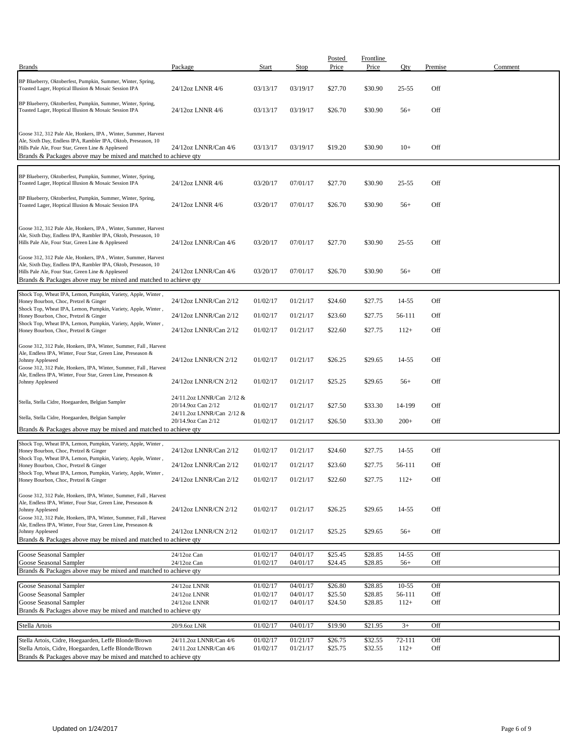| Brands | Package | Start | Stop | Posted Price | Frontline Price | Qty | Premise | Comment |
|---|---|---|---|---|---|---|---|---|
| BP Blueberry, Oktoberfest, Pumpkin, Summer, Winter, Spring, Toasted Lager, Hoptical Illusion & Mosaic Session IPA | 24/12oz LNNR 4/6 | 03/13/17 | 03/19/17 | $27.70 | $30.90 | 25-55 | Off | |
| BP Blueberry, Oktoberfest, Pumpkin, Summer, Winter, Spring, Toasted Lager, Hoptical Illusion & Mosaic Session IPA | 24/12oz LNNR 4/6 | 03/13/17 | 03/19/17 | $26.70 | $30.90 | 56+ | Off | |
| Goose 312, 312 Pale Ale, Honkers, IPA , Winter, Summer, Harvest Ale, Sixth Day, Endless IPA, Rambler IPA, Oktob, Preseason, 10 Hills Pale Ale, Four Star, Green Line & Appleseed | 24/12oz LNNR/Can 4/6 | 03/13/17 | 03/19/17 | $19.20 | $30.90 | 10+ | Off | |
| Brands & Packages above may be mixed and matched to achieve qty | | | | | | | | |
| BP Blueberry, Oktoberfest, Pumpkin, Summer, Winter, Spring, Toasted Lager, Hoptical Illusion & Mosaic Session IPA | 24/12oz LNNR 4/6 | 03/20/17 | 07/01/17 | $27.70 | $30.90 | 25-55 | Off | |
| BP Blueberry, Oktoberfest, Pumpkin, Summer, Winter, Spring, Toasted Lager, Hoptical Illusion & Mosaic Session IPA | 24/12oz LNNR 4/6 | 03/20/17 | 07/01/17 | $26.70 | $30.90 | 56+ | Off | |
| Goose 312, 312 Pale Ale, Honkers, IPA , Winter, Summer, Harvest Ale, Sixth Day, Endless IPA, Rambler IPA, Oktob, Preseason, 10 Hills Pale Ale, Four Star, Green Line & Appleseed | 24/12oz LNNR/Can 4/6 | 03/20/17 | 07/01/17 | $27.70 | $30.90 | 25-55 | Off | |
| Goose 312, 312 Pale Ale, Honkers, IPA , Winter, Summer, Harvest Ale, Sixth Day, Endless IPA, Rambler IPA, Oktob, Preseason, 10 Hills Pale Ale, Four Star, Green Line & Appleseed | 24/12oz LNNR/Can 4/6 | 03/20/17 | 07/01/17 | $26.70 | $30.90 | 56+ | Off | |
| Brands & Packages above may be mixed and matched to achieve qty | | | | | | | | |
| Shock Top, Wheat IPA, Lemon, Pumpkin, Variety, Apple, Winter , Honey Bourbon, Choc, Pretzel & Ginger | 24/12oz LNNR/Can 2/12 | 01/02/17 | 01/21/17 | $24.60 | $27.75 | 14-55 | Off | |
| Shock Top, Wheat IPA, Lemon, Pumpkin, Variety, Apple, Winter , Honey Bourbon, Choc, Pretzel & Ginger | 24/12oz LNNR/Can 2/12 | 01/02/17 | 01/21/17 | $23.60 | $27.75 | 56-111 | Off | |
| Shock Top, Wheat IPA, Lemon, Pumpkin, Variety, Apple, Winter , Honey Bourbon, Choc, Pretzel & Ginger | 24/12oz LNNR/Can 2/12 | 01/02/17 | 01/21/17 | $22.60 | $27.75 | 112+ | Off | |
| Goose 312, 312 Pale, Honkers, IPA, Winter, Summer, Fall , Harvest Ale, Endless IPA, Winter, Four Star, Green Line, Preseason & Johnny Appleseed | 24/12oz LNNR/CN 2/12 | 01/02/17 | 01/21/17 | $26.25 | $29.65 | 14-55 | Off | |
| Goose 312, 312 Pale, Honkers, IPA, Winter, Summer, Fall , Harvest Ale, Endless IPA, Winter, Four Star, Green Line, Preseason & Johnny Appleseed | 24/12oz LNNR/CN 2/12 | 01/02/17 | 01/21/17 | $25.25 | $29.65 | 56+ | Off | |
| Stella, Stella Cidre, Hoegaarden, Belgian Sampler | 24/11.2oz LNNR/Can 2/12 & 20/14.9oz Can 2/12 | 01/02/17 | 01/21/17 | $27.50 | $33.30 | 14-199 | Off | |
| Stella, Stella Cidre, Hoegaarden, Belgian Sampler | 24/11.2oz LNNR/Can 2/12 & 20/14.9oz Can 2/12 | 01/02/17 | 01/21/17 | $26.50 | $33.30 | 200+ | Off | |
| Brands & Packages above may be mixed and matched to achieve qty | | | | | | | | |
| Shock Top, Wheat IPA, Lemon, Pumpkin, Variety, Apple, Winter , Honey Bourbon, Choc, Pretzel & Ginger | 24/12oz LNNR/Can 2/12 | 01/02/17 | 01/21/17 | $24.60 | $27.75 | 14-55 | Off | |
| Shock Top, Wheat IPA, Lemon, Pumpkin, Variety, Apple, Winter , Honey Bourbon, Choc, Pretzel & Ginger | 24/12oz LNNR/Can 2/12 | 01/02/17 | 01/21/17 | $23.60 | $27.75 | 56-111 | Off | |
| Shock Top, Wheat IPA, Lemon, Pumpkin, Variety, Apple, Winter , Honey Bourbon, Choc, Pretzel & Ginger | 24/12oz LNNR/Can 2/12 | 01/02/17 | 01/21/17 | $22.60 | $27.75 | 112+ | Off | |
| Goose 312, 312 Pale, Honkers, IPA, Winter, Summer, Fall , Harvest Ale, Endless IPA, Winter, Four Star, Green Line, Preseason & Johnny Appleseed | 24/12oz LNNR/CN 2/12 | 01/02/17 | 01/21/17 | $26.25 | $29.65 | 14-55 | Off | |
| Goose 312, 312 Pale, Honkers, IPA, Winter, Summer, Fall , Harvest Ale, Endless IPA, Winter, Four Star, Green Line, Preseason & Johnny Appleseed | 24/12oz LNNR/CN 2/12 | 01/02/17 | 01/21/17 | $25.25 | $29.65 | 56+ | Off | |
| Brands & Packages above may be mixed and matched to achieve qty | | | | | | | | |
| Goose Seasonal Sampler | 24/12oz Can | 01/02/17 | 04/01/17 | $25.45 | $28.85 | 14-55 | Off | |
| Goose Seasonal Sampler | 24/12oz Can | 01/02/17 | 04/01/17 | $24.45 | $28.85 | 56+ | Off | |
| Brands & Packages above may be mixed and matched to achieve qty | | | | | | | | |
| Goose Seasonal Sampler | 24/12oz LNNR | 01/02/17 | 04/01/17 | $26.80 | $28.85 | 10-55 | Off | |
| Goose Seasonal Sampler | 24/12oz LNNR | 01/02/17 | 04/01/17 | $25.50 | $28.85 | 56-111 | Off | |
| Goose Seasonal Sampler | 24/12oz LNNR | 01/02/17 | 04/01/17 | $24.50 | $28.85 | 112+ | Off | |
| Brands & Packages above may be mixed and matched to achieve qty | | | | | | | | |
| Stella Artois | 20/9.6oz LNR | 01/02/17 | 04/01/17 | $19.90 | $21.95 | 3+ | Off | |
| Stella Artois, Cidre, Hoegaarden, Leffe Blonde/Brown | 24/11.2oz LNNR/Can 4/6 | 01/02/17 | 01/21/17 | $26.75 | $32.55 | 72-111 | Off | |
| Stella Artois, Cidre, Hoegaarden, Leffe Blonde/Brown | 24/11.2oz LNNR/Can 4/6 | 01/02/17 | 01/21/17 | $25.75 | $32.55 | 112+ | Off | |
| Brands & Packages above may be mixed and matched to achieve qty | | | | | | | | |

Updated on 1/24/2017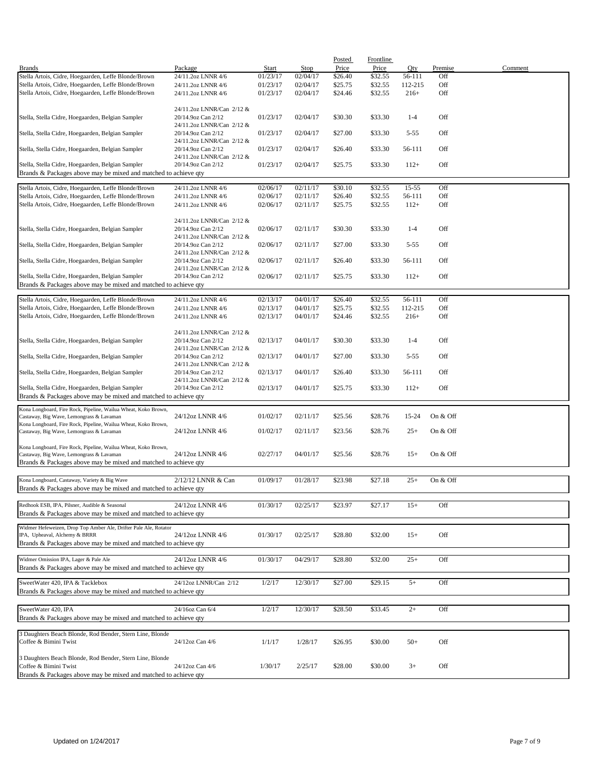| Brands | Package | Start | Stop | Posted Price | Frontline Price | Qty | Premise | Comment |
|---|---|---|---|---|---|---|---|---|
| Stella Artois, Cidre, Hoegaarden, Leffe Blonde/Brown | 24/11.2oz LNNR 4/6 | 01/23/17 | 02/04/17 | $26.40 | $32.55 | 56-111 | Off | |
| Stella Artois, Cidre, Hoegaarden, Leffe Blonde/Brown | 24/11.2oz LNNR 4/6 | 01/23/17 | 02/04/17 | $25.75 | $32.55 | 112-215 | Off | |
| Stella Artois, Cidre, Hoegaarden, Leffe Blonde/Brown | 24/11.2oz LNNR 4/6 | 01/23/17 | 02/04/17 | $24.46 | $32.55 | 216+ | Off | |
| Stella, Stella Cidre, Hoegaarden, Belgian Sampler | 24/11.2oz LNNR/Can 2/12 & 20/14.9oz Can 2/12 | 01/23/17 | 02/04/17 | $30.30 | $33.30 | 1-4 | Off | |
| Stella, Stella Cidre, Hoegaarden, Belgian Sampler | 24/11.2oz LNNR/Can 2/12 & 20/14.9oz Can 2/12 | 01/23/17 | 02/04/17 | $27.00 | $33.30 | 5-55 | Off | |
| Stella, Stella Cidre, Hoegaarden, Belgian Sampler | 24/11.2oz LNNR/Can 2/12 & 20/14.9oz Can 2/12 | 01/23/17 | 02/04/17 | $26.40 | $33.30 | 56-111 | Off | |
| Stella, Stella Cidre, Hoegaarden, Belgian Sampler | 24/11.2oz LNNR/Can 2/12 & 20/14.9oz Can 2/12 | 01/23/17 | 02/04/17 | $25.75 | $33.30 | 112+ | Off | |
| Brands & Packages above may be mixed and matched to achieve qty | | | | | | | | |
| Stella Artois, Cidre, Hoegaarden, Leffe Blonde/Brown | 24/11.2oz LNNR 4/6 | 02/06/17 | 02/11/17 | $30.10 | $32.55 | 15-55 | Off | |
| Stella Artois, Cidre, Hoegaarden, Leffe Blonde/Brown | 24/11.2oz LNNR 4/6 | 02/06/17 | 02/11/17 | $26.40 | $32.55 | 56-111 | Off | |
| Stella Artois, Cidre, Hoegaarden, Leffe Blonde/Brown | 24/11.2oz LNNR 4/6 | 02/06/17 | 02/11/17 | $25.75 | $32.55 | 112+ | Off | |
| Stella, Stella Cidre, Hoegaarden, Belgian Sampler | 24/11.2oz LNNR/Can 2/12 & 20/14.9oz Can 2/12 | 02/06/17 | 02/11/17 | $30.30 | $33.30 | 1-4 | Off | |
| Stella, Stella Cidre, Hoegaarden, Belgian Sampler | 24/11.2oz LNNR/Can 2/12 & 20/14.9oz Can 2/12 | 02/06/17 | 02/11/17 | $27.00 | $33.30 | 5-55 | Off | |
| Stella, Stella Cidre, Hoegaarden, Belgian Sampler | 24/11.2oz LNNR/Can 2/12 & 20/14.9oz Can 2/12 | 02/06/17 | 02/11/17 | $26.40 | $33.30 | 56-111 | Off | |
| Stella, Stella Cidre, Hoegaarden, Belgian Sampler | 24/11.2oz LNNR/Can 2/12 & 20/14.9oz Can 2/12 | 02/06/17 | 02/11/17 | $25.75 | $33.30 | 112+ | Off | |
| Brands & Packages above may be mixed and matched to achieve qty | | | | | | | | |
| Stella Artois, Cidre, Hoegaarden, Leffe Blonde/Brown | 24/11.2oz LNNR 4/6 | 02/13/17 | 04/01/17 | $26.40 | $32.55 | 56-111 | Off | |
| Stella Artois, Cidre, Hoegaarden, Leffe Blonde/Brown | 24/11.2oz LNNR 4/6 | 02/13/17 | 04/01/17 | $25.75 | $32.55 | 112-215 | Off | |
| Stella Artois, Cidre, Hoegaarden, Leffe Blonde/Brown | 24/11.2oz LNNR 4/6 | 02/13/17 | 04/01/17 | $24.46 | $32.55 | 216+ | Off | |
| Stella, Stella Cidre, Hoegaarden, Belgian Sampler | 24/11.2oz LNNR/Can 2/12 & 20/14.9oz Can 2/12 | 02/13/17 | 04/01/17 | $30.30 | $33.30 | 1-4 | Off | |
| Stella, Stella Cidre, Hoegaarden, Belgian Sampler | 24/11.2oz LNNR/Can 2/12 & 20/14.9oz Can 2/12 | 02/13/17 | 04/01/17 | $27.00 | $33.30 | 5-55 | Off | |
| Stella, Stella Cidre, Hoegaarden, Belgian Sampler | 24/11.2oz LNNR/Can 2/12 & 20/14.9oz Can 2/12 | 02/13/17 | 04/01/17 | $26.40 | $33.30 | 56-111 | Off | |
| Stella, Stella Cidre, Hoegaarden, Belgian Sampler | 24/11.2oz LNNR/Can 2/12 & 20/14.9oz Can 2/12 | 02/13/17 | 04/01/17 | $25.75 | $33.30 | 112+ | Off | |
| Brands & Packages above may be mixed and matched to achieve qty | | | | | | | | |
| Kona Longboard, Fire Rock, Pipeline, Wailua Wheat, Koko Brown, Castaway, Big Wave, Lemongrass & Lavaman | 24/12oz LNNR 4/6 | 01/02/17 | 02/11/17 | $25.56 | $28.76 | 15-24 | On & Off | |
| Kona Longboard, Fire Rock, Pipeline, Wailua Wheat, Koko Brown, Castaway, Big Wave, Lemongrass & Lavaman | 24/12oz LNNR 4/6 | 01/02/17 | 02/11/17 | $23.56 | $28.76 | 25+ | On & Off | |
| Kona Longboard, Fire Rock, Pipeline, Wailua Wheat, Koko Brown, Castaway, Big Wave, Lemongrass & Lavaman | 24/12oz LNNR 4/6 | 02/27/17 | 04/01/17 | $25.56 | $28.76 | 15+ | On & Off | |
| Brands & Packages above may be mixed and matched to achieve qty | | | | | | | | |
| Kona Longboard, Castaway, Variety & Big Wave | 2/12/12 LNNR & Can | 01/09/17 | 01/28/17 | $23.98 | $27.18 | 25+ | On & Off | |
| Brands & Packages above may be mixed and matched to achieve qty | | | | | | | | |
| Redhook ESB, IPA, Pilsner, Audible & Seasonal | 24/12oz LNNR 4/6 | 01/30/17 | 02/25/17 | $23.97 | $27.17 | 15+ | Off | |
| Brands & Packages above may be mixed and matched to achieve qty | | | | | | | | |
| Widmer Hefeweizen, Drop Top Amber Ale, Drifter Pale Ale, Rotator IPA, Upheaval, Alchemy & BRRR | 24/12oz LNNR 4/6 | 01/30/17 | 02/25/17 | $28.80 | $32.00 | 15+ | Off | |
| Brands & Packages above may be mixed and matched to achieve qty | | | | | | | | |
| Widmer Omission IPA, Lager & Pale Ale | 24/12oz LNNR 4/6 | 01/30/17 | 04/29/17 | $28.80 | $32.00 | 25+ | Off | |
| Brands & Packages above may be mixed and matched to achieve qty | | | | | | | | |
| SweetWater 420, IPA & Tacklebox | 24/12oz LNNR/Can 2/12 | 1/2/17 | 12/30/17 | $27.00 | $29.15 | 5+ | Off | |
| Brands & Packages above may be mixed and matched to achieve qty | | | | | | | | |
| SweetWater 420, IPA | 24/16oz Can 6/4 | 1/2/17 | 12/30/17 | $28.50 | $33.45 | 2+ | Off | |
| Brands & Packages above may be mixed and matched to achieve qty | | | | | | | | |
| 3 Daughters Beach Blonde, Rod Bender, Stern Line, Blonde Coffee & Bimini Twist | 24/12oz Can 4/6 | 1/1/17 | 1/28/17 | $26.95 | $30.00 | 50+ | Off | |
| 3 Daughters Beach Blonde, Rod Bender, Stern Line, Blonde Coffee & Bimini Twist | 24/12oz Can 4/6 | 1/30/17 | 2/25/17 | $28.00 | $30.00 | 3+ | Off | |
| Brands & Packages above may be mixed and matched to achieve qty | | | | | | | | |

Updated on 1/24/2017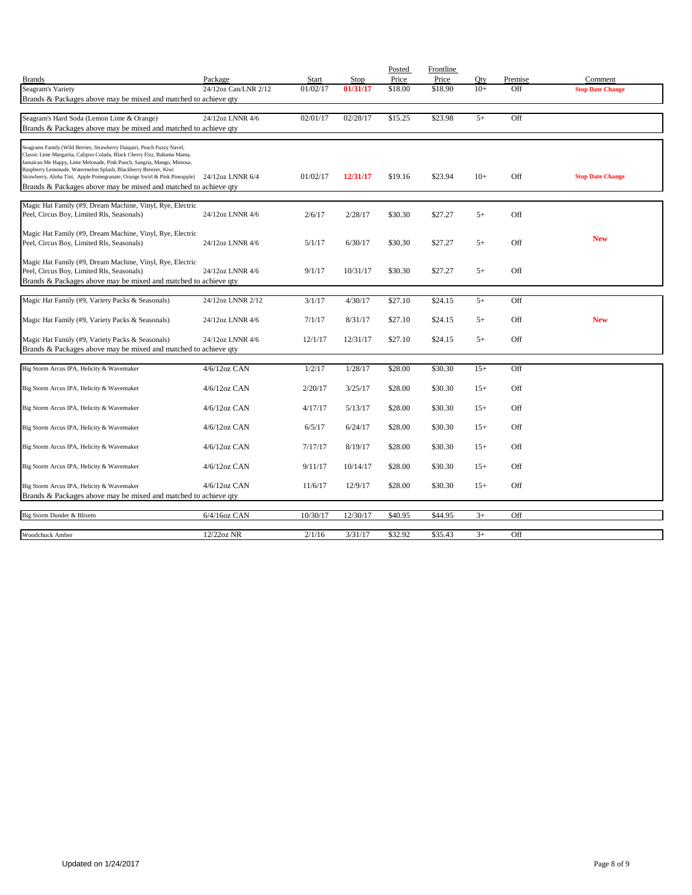| Brands | Package | Start | Stop | Posted Price | Frontline Price | Qty | Premise | Comment |
|---|---|---|---|---|---|---|---|---|
| Seagram's Variety | 24/12oz Can/LNR 2/12 | 01/02/17 | **01/31/17** | $18.00 | $18.90 | 10+ | Off | **Stop Date Change** |
| Brands & Packages above may be mixed and matched to achieve qty | | | | | | | | |
| Seagram's Hard Soda (Lemon Lime & Orange) | 24/12oz LNNR 4/6 | 02/01/17 | 02/28/17 | $15.25 | $23.98 | 5+ | Off | |
| Brands & Packages above may be mixed and matched to achieve qty | | | | | | | | |
| Seagrams Family (Wild Berries, Strawberry Daiquiri, Peach Fuzzy Navel, Classic Lime Margarita, Calypso Colada, Black Cherry Fizz, Bahama Mama, Jamaican Me Happy, Lime Melonade, Pink Punch, Sangria, Mango, Mimosa, Raspberry Lemonade, Watermelon Splash, Blackberry Breezer, Kiwi Strawberry, Aloha Tini, Apple Pomegranate, Orange Swirl & Pink Pineapple) | 24/12oz LNNR 6/4 | 01/02/17 | **12/31/17** | $19.16 | $23.94 | 10+ | Off | **Stop Date Change** |
| Brands & Packages above may be mixed and matched to achieve qty | | | | | | | | |
| Magic Hat Family (#9, Dream Machine, Vinyl, Rye, Electric Peel, Circus Boy, Limited Rls, Seasonals) | 24/12oz LNNR 4/6 | 2/6/17 | 2/28/17 | $30.30 | $27.27 | 5+ | Off | |
| Magic Hat Family (#9, Dream Machine, Vinyl, Rye, Electric Peel, Circus Boy, Limited Rls, Seasonals) | 24/12oz LNNR 4/6 | 5/1/17 | 6/30/17 | $30.30 | $27.27 | 5+ | Off | **New** |
| Magic Hat Family (#9, Dream Machine, Vinyl, Rye, Electric Peel, Circus Boy, Limited Rls, Seasonals) | 24/12oz LNNR 4/6 | 9/1/17 | 10/31/17 | $30.30 | $27.27 | 5+ | Off | |
| Brands & Packages above may be mixed and matched to achieve qty | | | | | | | | |
| Magic Hat Family (#9, Variety Packs & Seasonals) | 24/12oz LNNR 2/12 | 3/1/17 | 4/30/17 | $27.10 | $24.15 | 5+ | Off | |
| Magic Hat Family (#9, Variety Packs & Seasonals) | 24/12oz LNNR 4/6 | 7/1/17 | 8/31/17 | $27.10 | $24.15 | 5+ | Off | **New** |
| Magic Hat Family (#9, Variety Packs & Seasonals) | 24/12oz LNNR 4/6 | 12/1/17 | 12/31/17 | $27.10 | $24.15 | 5+ | Off | |
| Brands & Packages above may be mixed and matched to achieve qty | | | | | | | | |
| Big Storm Arcus IPA, Helicity & Wavemaker | 4/6/12oz CAN | 1/2/17 | 1/28/17 | $28.00 | $30.30 | 15+ | Off | |
| Big Storm Arcus IPA, Helicity & Wavemaker | 4/6/12oz CAN | 2/20/17 | 3/25/17 | $28.00 | $30.30 | 15+ | Off | |
| Big Storm Arcus IPA, Helicity & Wavemaker | 4/6/12oz CAN | 4/17/17 | 5/13/17 | $28.00 | $30.30 | 15+ | Off | |
| Big Storm Arcus IPA, Helicity & Wavemaker | 4/6/12oz CAN | 6/5/17 | 6/24/17 | $28.00 | $30.30 | 15+ | Off | |
| Big Storm Arcus IPA, Helicity & Wavemaker | 4/6/12oz CAN | 7/17/17 | 8/19/17 | $28.00 | $30.30 | 15+ | Off | |
| Big Storm Arcus IPA, Helicity & Wavemaker | 4/6/12oz CAN | 9/11/17 | 10/14/17 | $28.00 | $30.30 | 15+ | Off | |
| Big Storm Arcus IPA, Helicity & Wavemaker | 4/6/12oz CAN | 11/6/17 | 12/9/17 | $28.00 | $30.30 | 15+ | Off | |
| Brands & Packages above may be mixed and matched to achieve qty | | | | | | | | |
| Big Storm Dunder & Blixem | 6/4/16oz CAN | 10/30/17 | 12/30/17 | $40.95 | $44.95 | 3+ | Off | |
| Woodchuck Amber | 12/22oz NR | 2/1/16 | 3/31/17 | $32.92 | $35.43 | 3+ | Off | |

Updated on 1/24/2017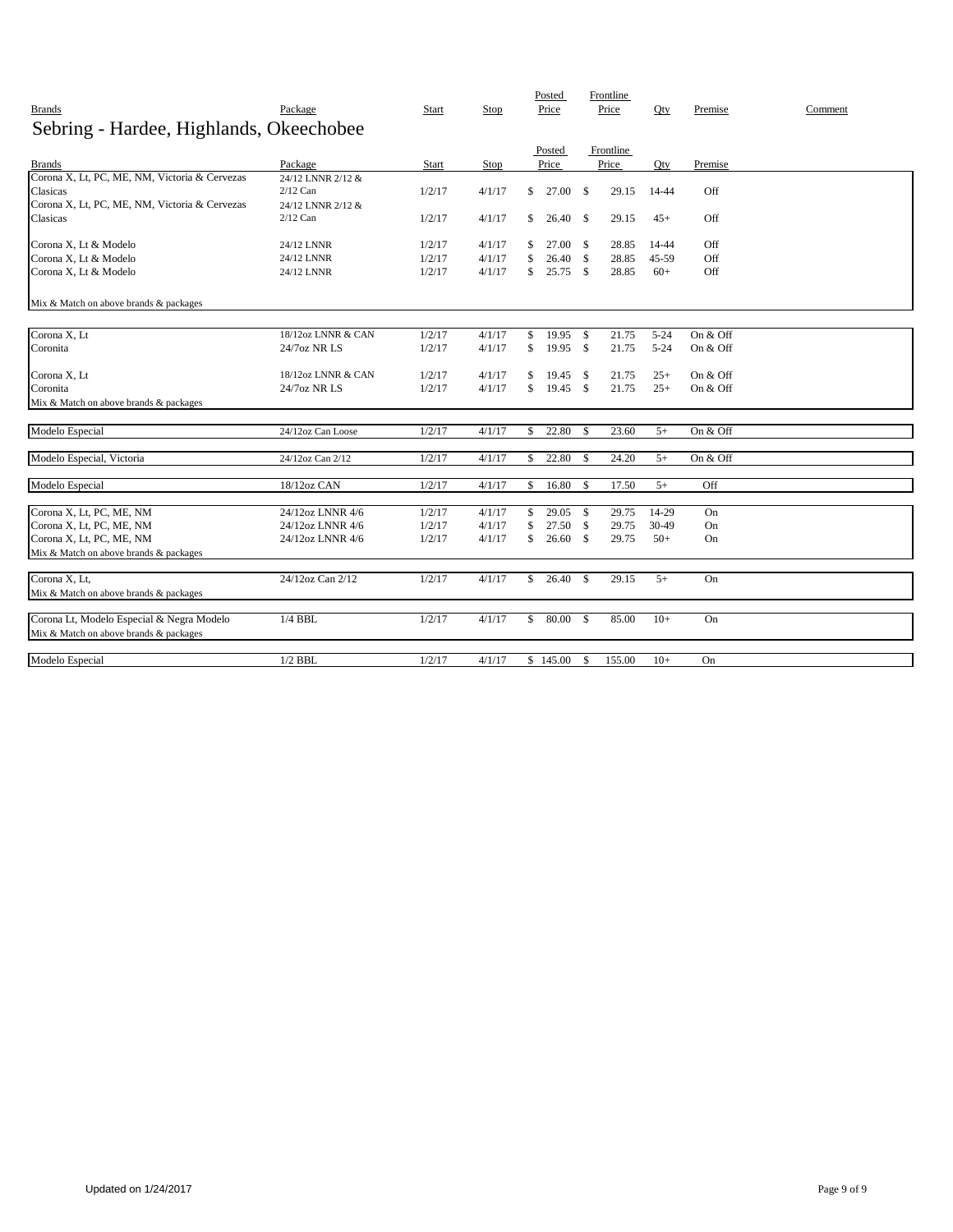| Brands | Package | Start | Stop | Posted Price | Frontline Price | Qty | Premise | Comment |
|---|---|---|---|---|---|---|---|---|

# Sebring - Hardee, Highlands, Okeechobee

| Brands | Package | Start | Stop | Posted Price | Frontline Price | Qty | Premise |
|---|---|---|---|---|---|---|---|
| Corona X, Lt, PC, ME, NM, Victoria & Cervezas Clasicas | 24/12 LNNR 2/12 & 2/12 Can | 1/2/17 | 4/1/17 | $ 27.00 | $ 29.15 | 14-44 | Off |
| Corona X, Lt, PC, ME, NM, Victoria & Cervezas Clasicas | 24/12 LNNR 2/12 & 2/12 Can | 1/2/17 | 4/1/17 | $ 26.40 | $ 29.15 | 45+ | Off |
| Corona X, Lt & Modelo | 24/12 LNNR | 1/2/17 | 4/1/17 | $ 27.00 | $ 28.85 | 14-44 | Off |
| Corona X, Lt & Modelo | 24/12 LNNR | 1/2/17 | 4/1/17 | $ 26.40 | $ 28.85 | 45-59 | Off |
| Corona X, Lt & Modelo | 24/12 LNNR | 1/2/17 | 4/1/17 | $ 25.75 | $ 28.85 | 60+ | Off |
| Mix & Match on above brands & packages | | | | | | | |
| Corona X, Lt | 18/12oz LNNR & CAN | 1/2/17 | 4/1/17 | $ 19.95 | $ 21.75 | 5-24 | On & Off |
| Coronita | 24/7oz NR LS | 1/2/17 | 4/1/17 | $ 19.95 | $ 21.75 | 5-24 | On & Off |
| Corona X, Lt | 18/12oz LNNR & CAN | 1/2/17 | 4/1/17 | $ 19.45 | $ 21.75 | 25+ | On & Off |
| Coronita | 24/7oz NR LS | 1/2/17 | 4/1/17 | $ 19.45 | $ 21.75 | 25+ | On & Off |
| Mix & Match on above brands & packages | | | | | | | |
| Modelo Especial | 24/12oz Can Loose | 1/2/17 | 4/1/17 | $ 22.80 | $ 23.60 | 5+ | On & Off |
| Modelo Especial, Victoria | 24/12oz Can 2/12 | 1/2/17 | 4/1/17 | $ 22.80 | $ 24.20 | 5+ | On & Off |
| Modelo Especial | 18/12oz CAN | 1/2/17 | 4/1/17 | $ 16.80 | $ 17.50 | 5+ | Off |
| Corona X, Lt, PC, ME, NM | 24/12oz LNNR 4/6 | 1/2/17 | 4/1/17 | $ 29.05 | $ 29.75 | 14-29 | On |
| Corona X, Lt, PC, ME, NM | 24/12oz LNNR 4/6 | 1/2/17 | 4/1/17 | $ 27.50 | $ 29.75 | 30-49 | On |
| Corona X, Lt, PC, ME, NM | 24/12oz LNNR 4/6 | 1/2/17 | 4/1/17 | $ 26.60 | $ 29.75 | 50+ | On |
| Mix & Match on above brands & packages | | | | | | | |
| Corona X, Lt, | 24/12oz Can 2/12 | 1/2/17 | 4/1/17 | $ 26.40 | $ 29.15 | 5+ | On |
| Mix & Match on above brands & packages | | | | | | | |
| Corona Lt, Modelo Especial & Negra Modelo | 1/4 BBL | 1/2/17 | 4/1/17 | $ 80.00 | $ 85.00 | 10+ | On |
| Mix & Match on above brands & packages | | | | | | | |
| Modelo Especial | 1/2 BBL | 1/2/17 | 4/1/17 | $ 145.00 | $ 155.00 | 10+ | On |

Updated on 1/24/2017